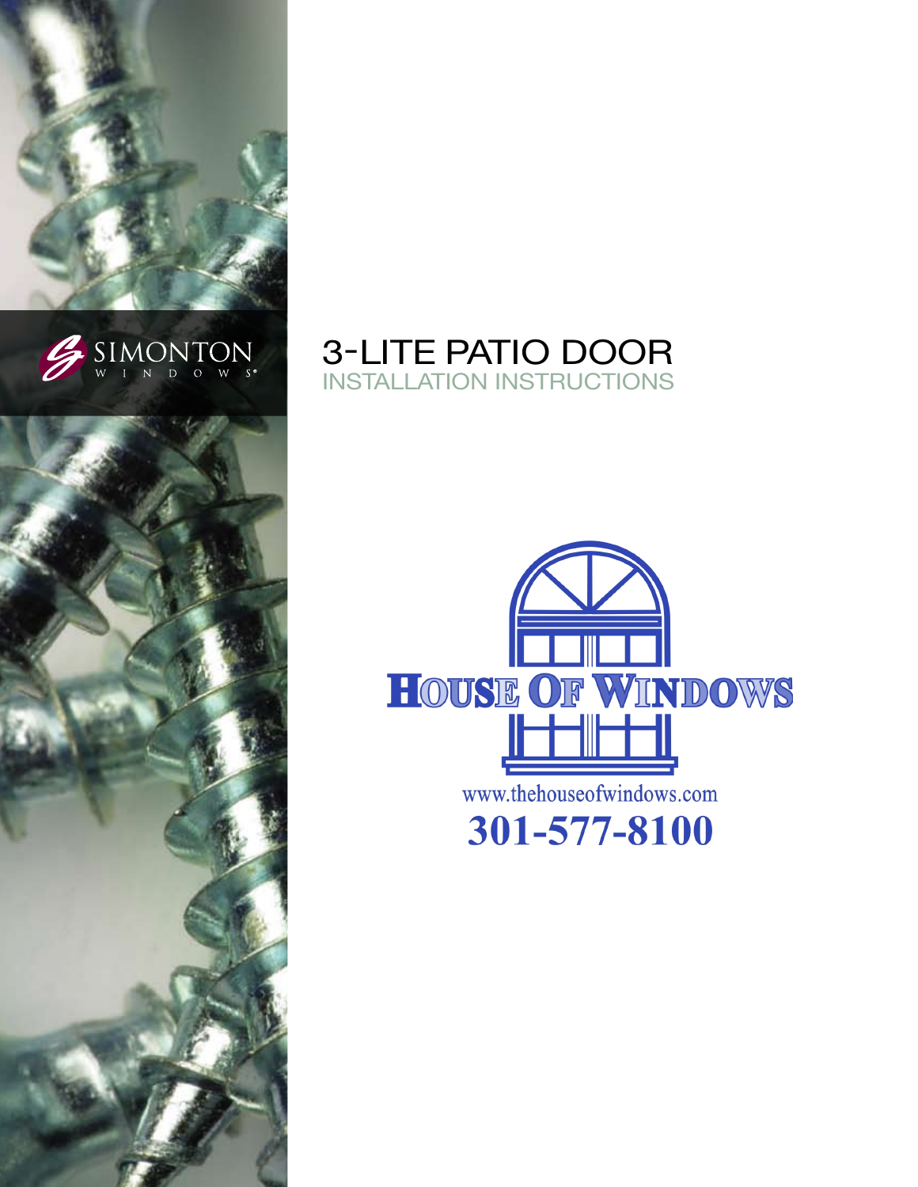SIMONTON WINDOWS®

# 3-LITE PATIO DOOR

## INSTALLATION INSTRUCTIONS

HOUSE OF WINDOWS

www.thehouseofwindows.com

**301-577-8100**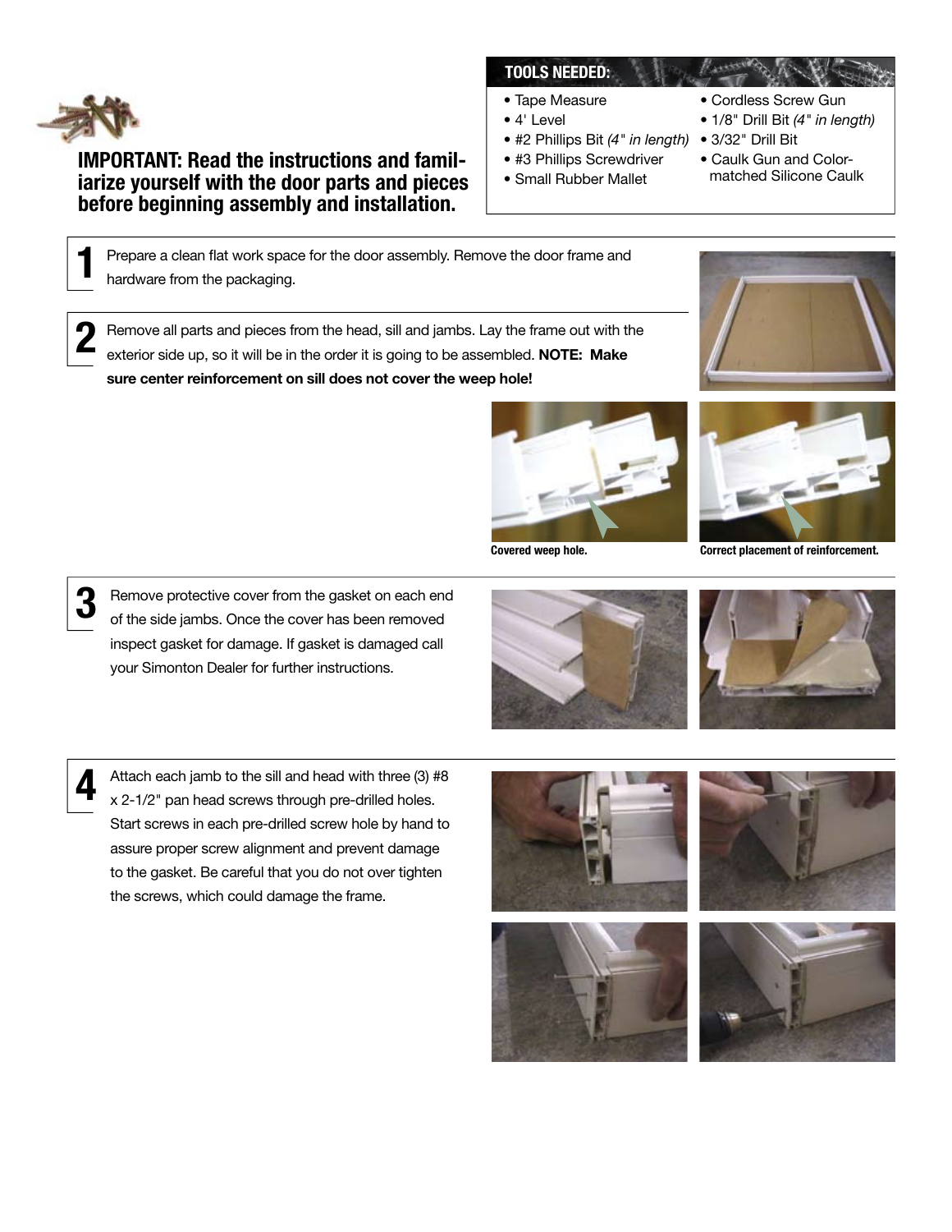**IMPORTANT: Read the instructions and familiarize yourself with the door parts and pieces before beginning assembly and installation.**

**TOOLS NEEDED:**

- Tape Measure
- 4' Level
- #2 Phillips Bit *(4" in length)*
- #3 Phillips Screwdriver
- Small Rubber Mallet
- Cordless Screw Gun
- 1/8" Drill Bit *(4" in length)*
- 3/32" Drill Bit
- Caulk Gun and Color-matched Silicone Caulk

**1** Prepare a clean flat work space for the door assembly. Remove the door frame and hardware from the packaging.

**2** Remove all parts and pieces from the head, sill and jambs. Lay the frame out with the exterior side up, so it will be in the order it is going to be assembled. **NOTE: Make sure center reinforcement on sill does not cover the weep hole!**

**Covered weep hole.**

**Correct placement of reinforcement.**

**3** Remove protective cover from the gasket on each end of the side jambs. Once the cover has been removed inspect gasket for damage. If gasket is damaged call your Simonton Dealer for further instructions.

**4** Attach each jamb to the sill and head with three (3) #8 x 2-1/2" pan head screws through pre-drilled holes. Start screws in each pre-drilled screw hole by hand to assure proper screw alignment and prevent damage to the gasket. Be careful that you do not over tighten the screws, which could damage the frame.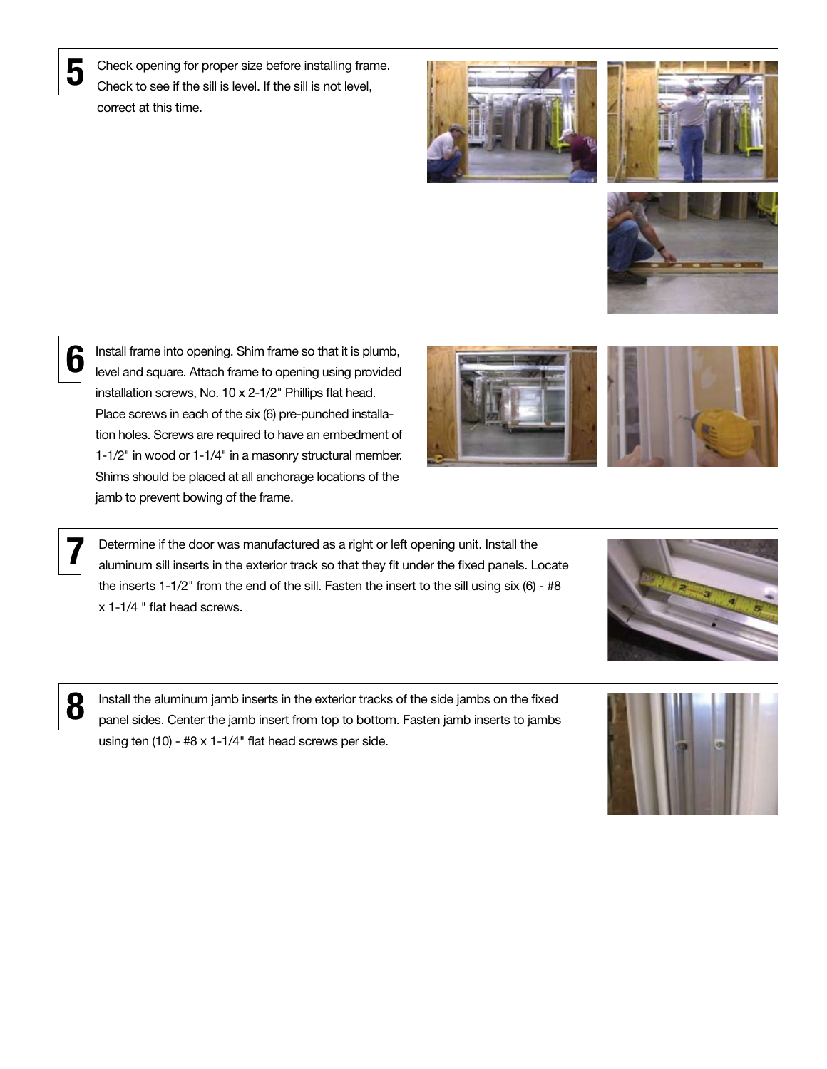**5** Check opening for proper size before installing frame. Check to see if the sill is level. If the sill is not level, correct at this time.

**6** Install frame into opening. Shim frame so that it is plumb, level and square. Attach frame to opening using provided installation screws, No. 10 x 2-1/2" Phillips flat head. Place screws in each of the six (6) pre-punched installation holes. Screws are required to have an embedment of 1-1/2" in wood or 1-1/4" in a masonry structural member. Shims should be placed at all anchorage locations of the jamb to prevent bowing of the frame.

**7** Determine if the door was manufactured as a right or left opening unit. Install the aluminum sill inserts in the exterior track so that they fit under the fixed panels. Locate the inserts 1-1/2" from the end of the sill. Fasten the insert to the sill using six (6) - #8 x 1-1/4 " flat head screws.

**8** Install the aluminum jamb inserts in the exterior tracks of the side jambs on the fixed panel sides. Center the jamb insert from top to bottom. Fasten jamb inserts to jambs using ten (10) - #8 x 1-1/4" flat head screws per side.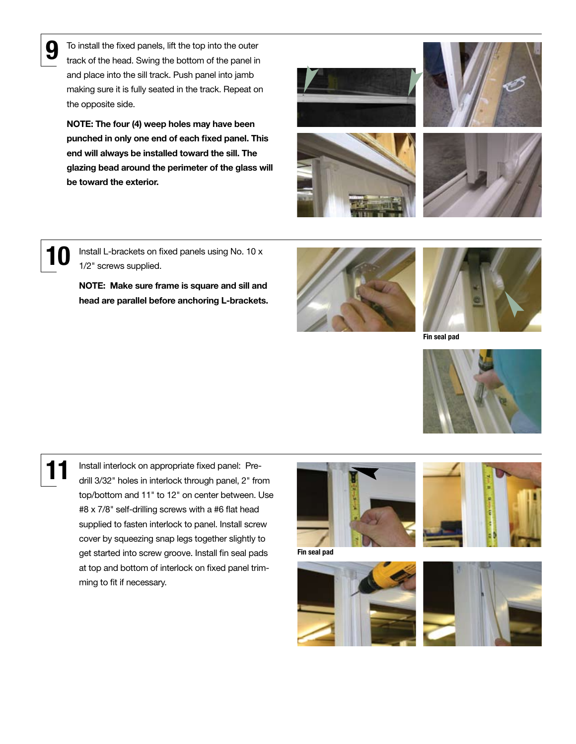**9**

To install the fixed panels, lift the top into the outer track of the head. Swing the bottom of the panel in and place into the sill track. Push panel into jamb making sure it is fully seated in the track. Repeat on the opposite side.

**NOTE: The four (4) weep holes may have been punched in only one end of each fixed panel. This end will always be installed toward the sill. The glazing bead around the perimeter of the glass will be toward the exterior.**

**10**

Install L-brackets on fixed panels using No. 10 x 1/2" screws supplied.

**NOTE: Make sure frame is square and sill and head are parallel before anchoring L-brackets.**

Fin seal pad

**11**

Install interlock on appropriate fixed panel: Pre-drill 3/32" holes in interlock through panel, 2" from top/bottom and 11" to 12" on center between. Use #8 x 7/8" self-drilling screws with a #6 flat head supplied to fasten interlock to panel. Install screw cover by squeezing snap legs together slightly to get started into screw groove. Install fin seal pads at top and bottom of interlock on fixed panel trimming to fit if necessary.

Fin seal pad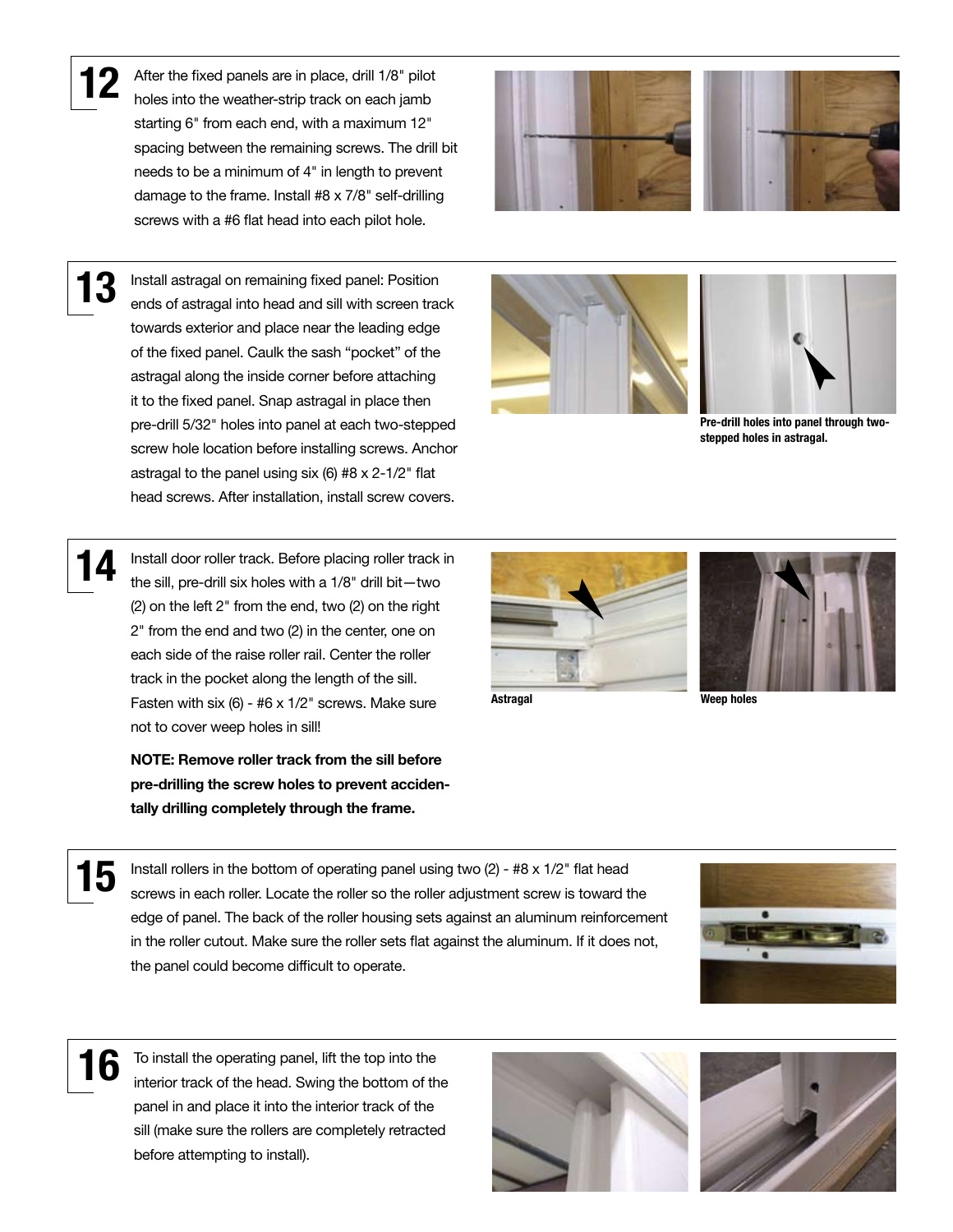**12** After the fixed panels are in place, drill 1/8" pilot holes into the weather-strip track on each jamb starting 6" from each end, with a maximum 12" spacing between the remaining screws. The drill bit needs to be a minimum of 4" in length to prevent damage to the frame. Install #8 x 7/8" self-drilling screws with a #6 flat head into each pilot hole.

**13** Install astragal on remaining fixed panel: Position ends of astragal into head and sill with screen track towards exterior and place near the leading edge of the fixed panel. Caulk the sash "pocket" of the astragal along the inside corner before attaching it to the fixed panel. Snap astragal in place then pre-drill 5/32" holes into panel at each two-stepped screw hole location before installing screws. Anchor astragal to the panel using six (6) #8 x 2-1/2" flat head screws. After installation, install screw covers.

**Pre-drill holes into panel through two-stepped holes in astragal.**

**14** Install door roller track. Before placing roller track in the sill, pre-drill six holes with a 1/8" drill bit—two (2) on the left 2" from the end, two (2) on the right 2" from the end and two (2) in the center, one on each side of the raise roller rail. Center the roller track in the pocket along the length of the sill. Fasten with six (6) - #6 x 1/2" screws. Make sure not to cover weep holes in sill!

**NOTE: Remove roller track from the sill before pre-drilling the screw holes to prevent accidentally drilling completely through the frame.**

**Astragal**

**Weep holes**

**15** Install rollers in the bottom of operating panel using two (2) - #8 x 1/2" flat head screws in each roller. Locate the roller so the roller adjustment screw is toward the edge of panel. The back of the roller housing sets against an aluminum reinforcement in the roller cutout. Make sure the roller sets flat against the aluminum. If it does not, the panel could become difficult to operate.

**16** To install the operating panel, lift the top into the interior track of the head. Swing the bottom of the panel in and place it into the interior track of the sill (make sure the rollers are completely retracted before attempting to install).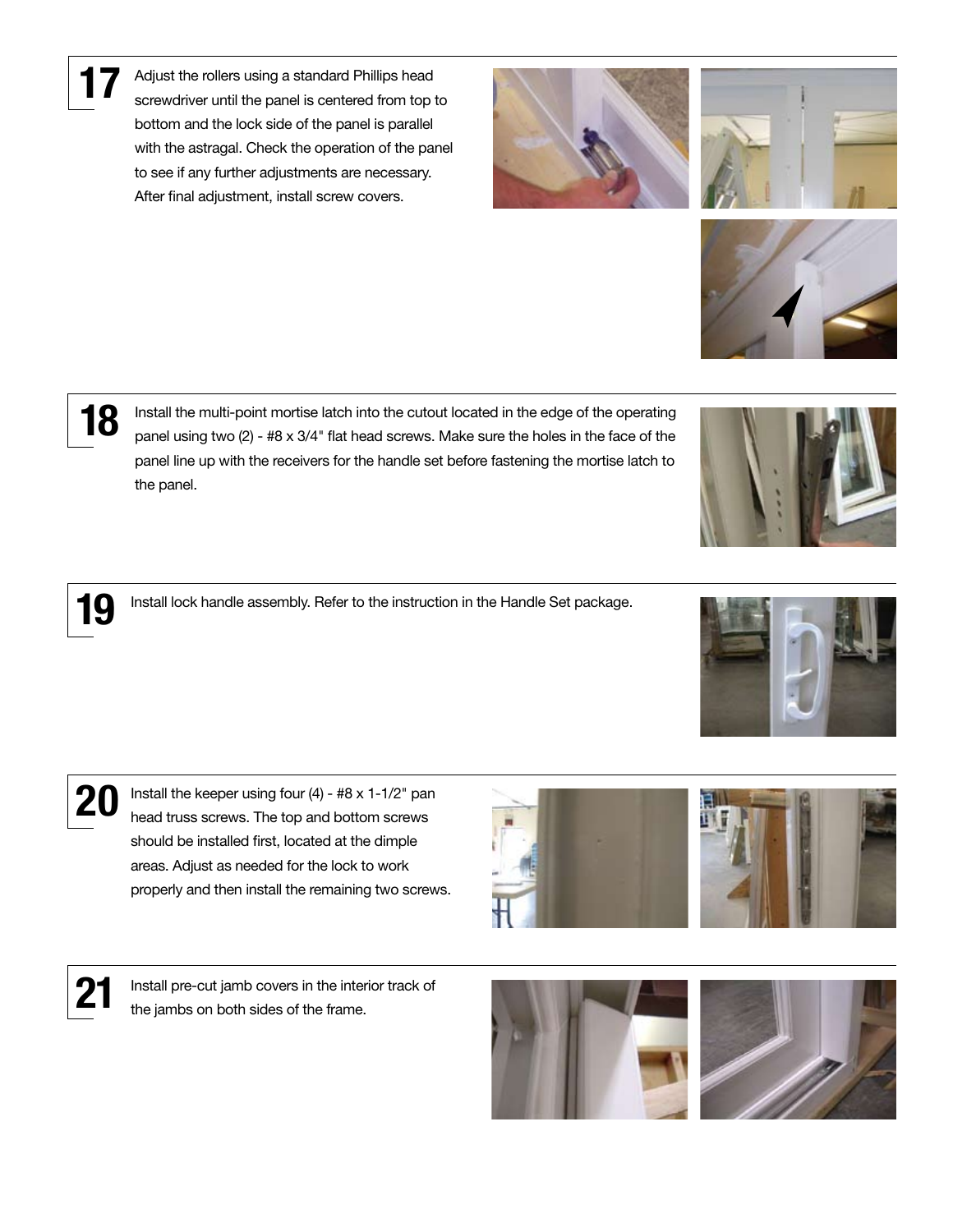**17** Adjust the rollers using a standard Phillips head screwdriver until the panel is centered from top to bottom and the lock side of the panel is parallel with the astragal. Check the operation of the panel to see if any further adjustments are necessary. After final adjustment, install screw covers.

**18** Install the multi-point mortise latch into the cutout located in the edge of the operating panel using two (2) - #8 x 3/4" flat head screws. Make sure the holes in the face of the panel line up with the receivers for the handle set before fastening the mortise latch to the panel.

**19** Install lock handle assembly. Refer to the instruction in the Handle Set package.

**20** Install the keeper using four (4) - #8 x 1-1/2" pan head truss screws. The top and bottom screws should be installed first, located at the dimple areas. Adjust as needed for the lock to work properly and then install the remaining two screws.

**21** Install pre-cut jamb covers in the interior track of the jambs on both sides of the frame.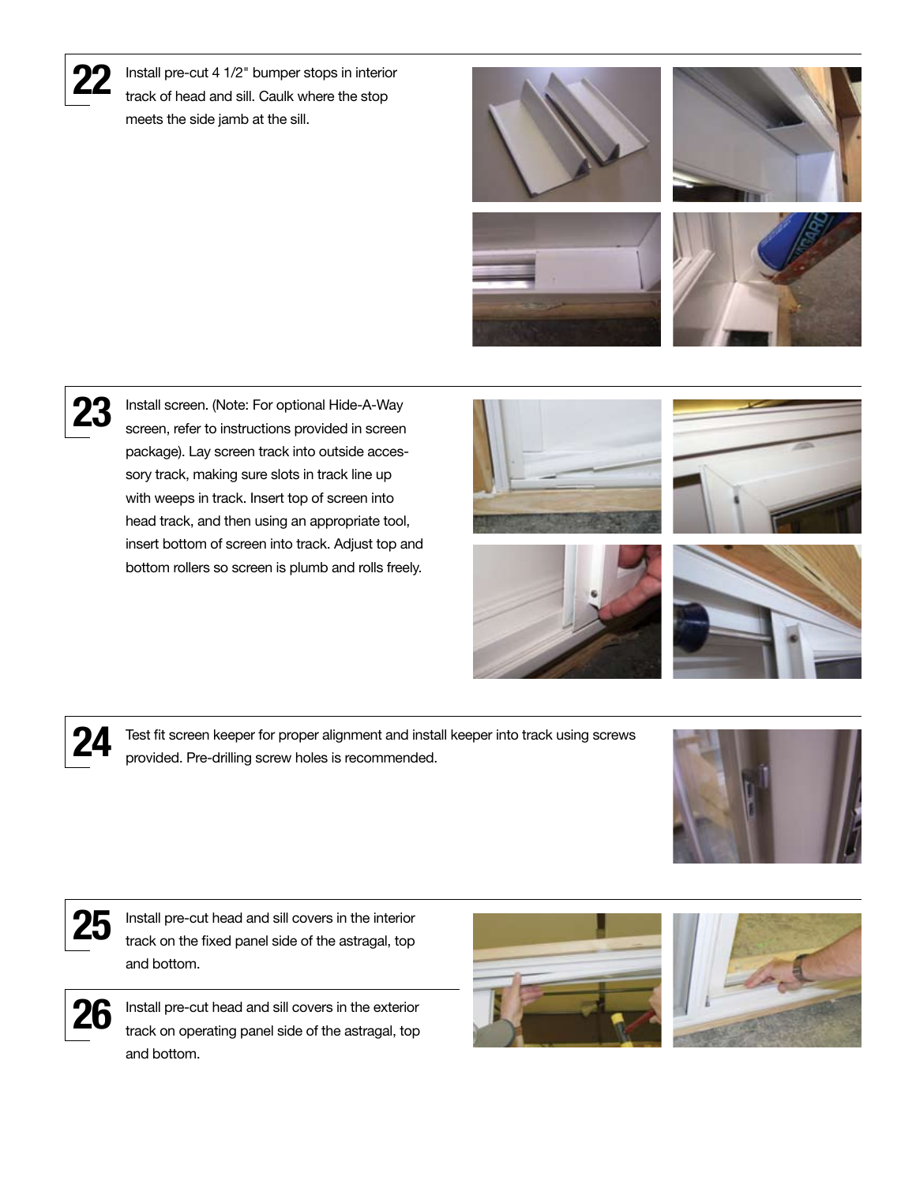**22** Install pre-cut 4 1/2" bumper stops in interior track of head and sill. Caulk where the stop meets the side jamb at the sill.

**23** Install screen. (Note: For optional Hide-A-Way screen, refer to instructions provided in screen package). Lay screen track into outside accessory track, making sure slots in track line up with weeps in track. Insert top of screen into head track, and then using an appropriate tool, insert bottom of screen into track. Adjust top and bottom rollers so screen is plumb and rolls freely.

**24** Test fit screen keeper for proper alignment and install keeper into track using screws provided. Pre-drilling screw holes is recommended.

**25** Install pre-cut head and sill covers in the interior track on the fixed panel side of the astragal, top and bottom.

**26** Install pre-cut head and sill covers in the exterior track on operating panel side of the astragal, top and bottom.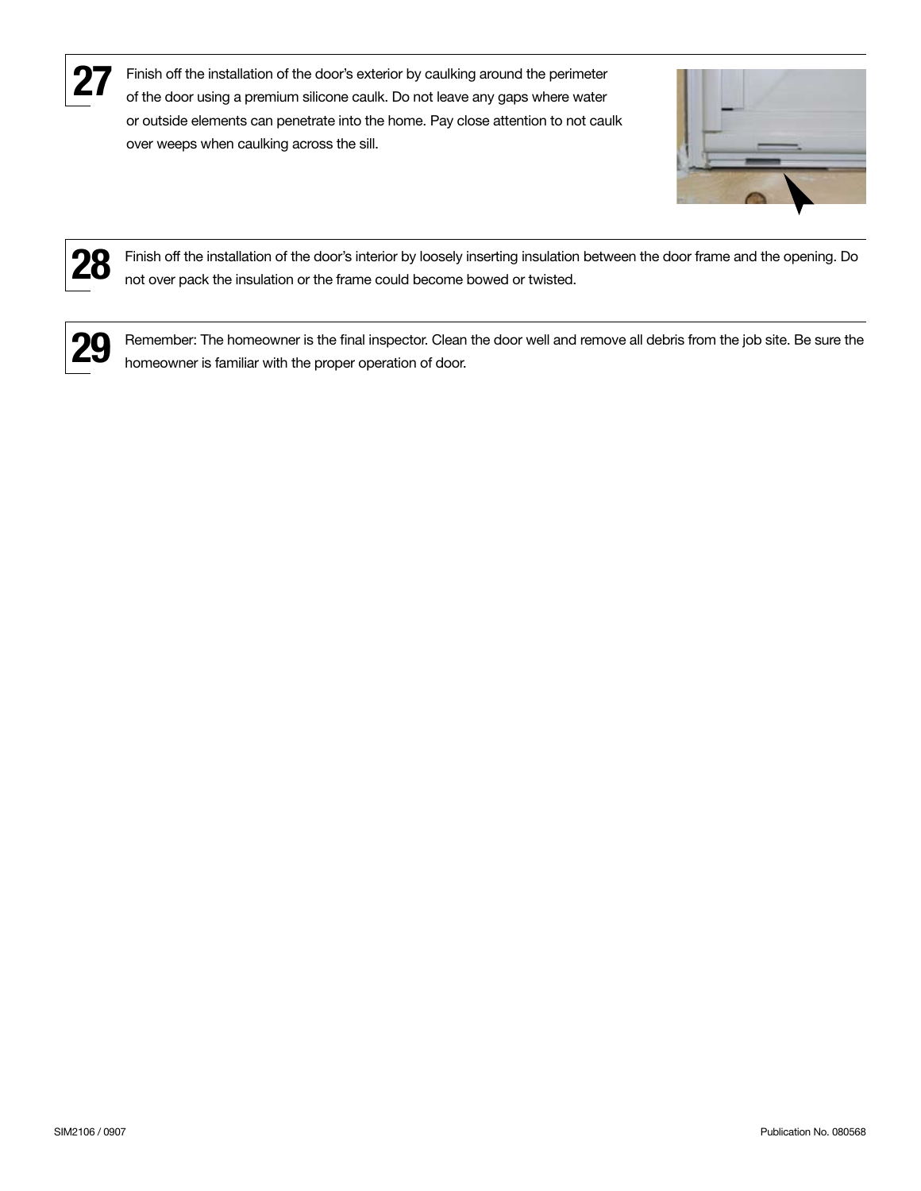**27** Finish off the installation of the door's exterior by caulking around the perimeter of the door using a premium silicone caulk. Do not leave any gaps where water or outside elements can penetrate into the home. Pay close attention to not caulk over weeps when caulking across the sill.

**28** Finish off the installation of the door's interior by loosely inserting insulation between the door frame and the opening. Do not over pack the insulation or the frame could become bowed or twisted.

**29** Remember: The homeowner is the final inspector. Clean the door well and remove all debris from the job site. Be sure the homeowner is familiar with the proper operation of door.

SIM2106 / 0907

Publication No. 080568